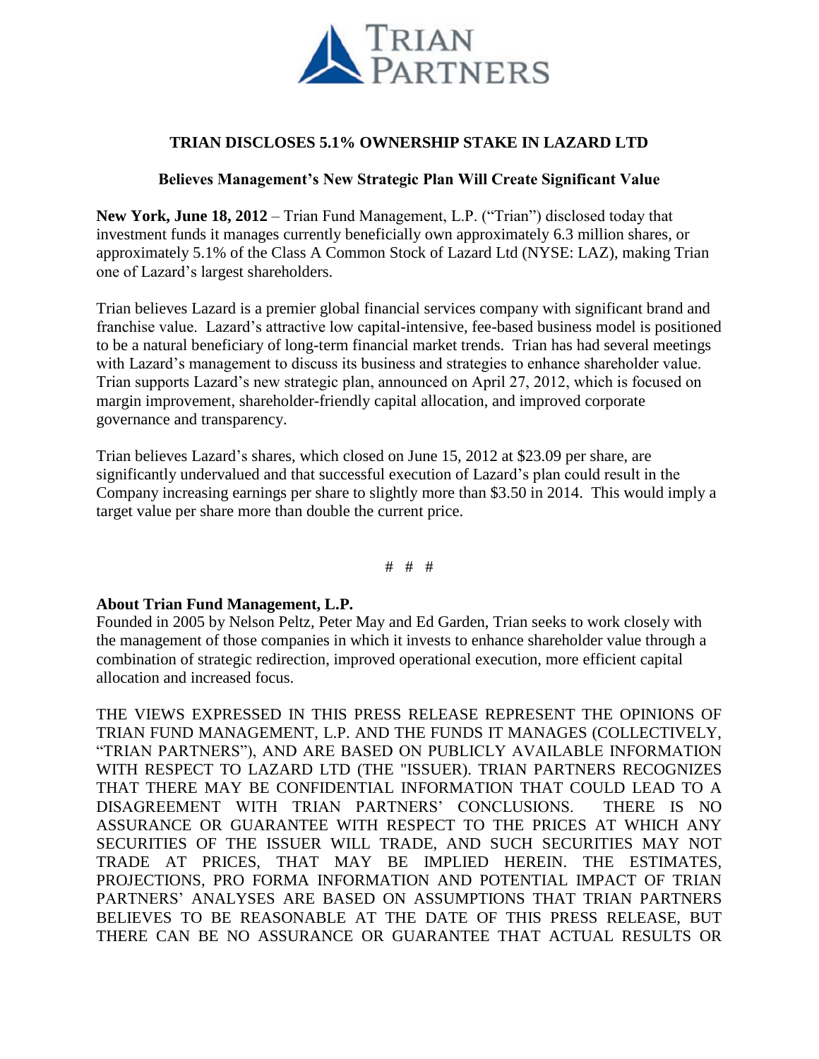# TRIAN DISCLOSES 5.1% OWNERSHIP STAKE IN LAZARD LTD

## Believes Management's New Strategic Plan Will Create Significant Value

**New York, June 18, 2012** – Trian Fund Management, L.P. ("Trian") disclosed today that investment funds it manages currently beneficially own approximately 6.3 million shares, or approximately 5.1% of the Class A Common Stock of Lazard Ltd (NYSE: LAZ), making Trian one of Lazard's largest shareholders.

Trian believes Lazard is a premier global financial services company with significant brand and franchise value. Lazard's attractive low capital-intensive, fee-based business model is positioned to be a natural beneficiary of long-term financial market trends. Trian has had several meetings with Lazard's management to discuss its business and strategies to enhance shareholder value. Trian supports Lazard's new strategic plan, announced on April 27, 2012, which is focused on margin improvement, shareholder-friendly capital allocation, and improved corporate governance and transparency.

Trian believes Lazard's shares, which closed on June 15, 2012 at $23.09 per share, are significantly undervalued and that successful execution of Lazard's plan could result in the Company increasing earnings per share to slightly more than $3.50 in 2014. This would imply a target value per share more than double the current price.

# # #

**About Trian Fund Management, L.P.**
Founded in 2005 by Nelson Peltz, Peter May and Ed Garden, Trian seeks to work closely with the management of those companies in which it invests to enhance shareholder value through a combination of strategic redirection, improved operational execution, more efficient capital allocation and increased focus.

THE VIEWS EXPRESSED IN THIS PRESS RELEASE REPRESENT THE OPINIONS OF TRIAN FUND MANAGEMENT, L.P. AND THE FUNDS IT MANAGES (COLLECTIVELY, "TRIAN PARTNERS"), AND ARE BASED ON PUBLICLY AVAILABLE INFORMATION WITH RESPECT TO LAZARD LTD (THE "ISSUER). TRIAN PARTNERS RECOGNIZES THAT THERE MAY BE CONFIDENTIAL INFORMATION THAT COULD LEAD TO A DISAGREEMENT WITH TRIAN PARTNERS' CONCLUSIONS. THERE IS NO ASSURANCE OR GUARANTEE WITH RESPECT TO THE PRICES AT WHICH ANY SECURITIES OF THE ISSUER WILL TRADE, AND SUCH SECURITIES MAY NOT TRADE AT PRICES, THAT MAY BE IMPLIED HEREIN. THE ESTIMATES, PROJECTIONS, PRO FORMA INFORMATION AND POTENTIAL IMPACT OF TRIAN PARTNERS' ANALYSES ARE BASED ON ASSUMPTIONS THAT TRIAN PARTNERS BELIEVES TO BE REASONABLE AT THE DATE OF THIS PRESS RELEASE, BUT THERE CAN BE NO ASSURANCE OR GUARANTEE THAT ACTUAL RESULTS OR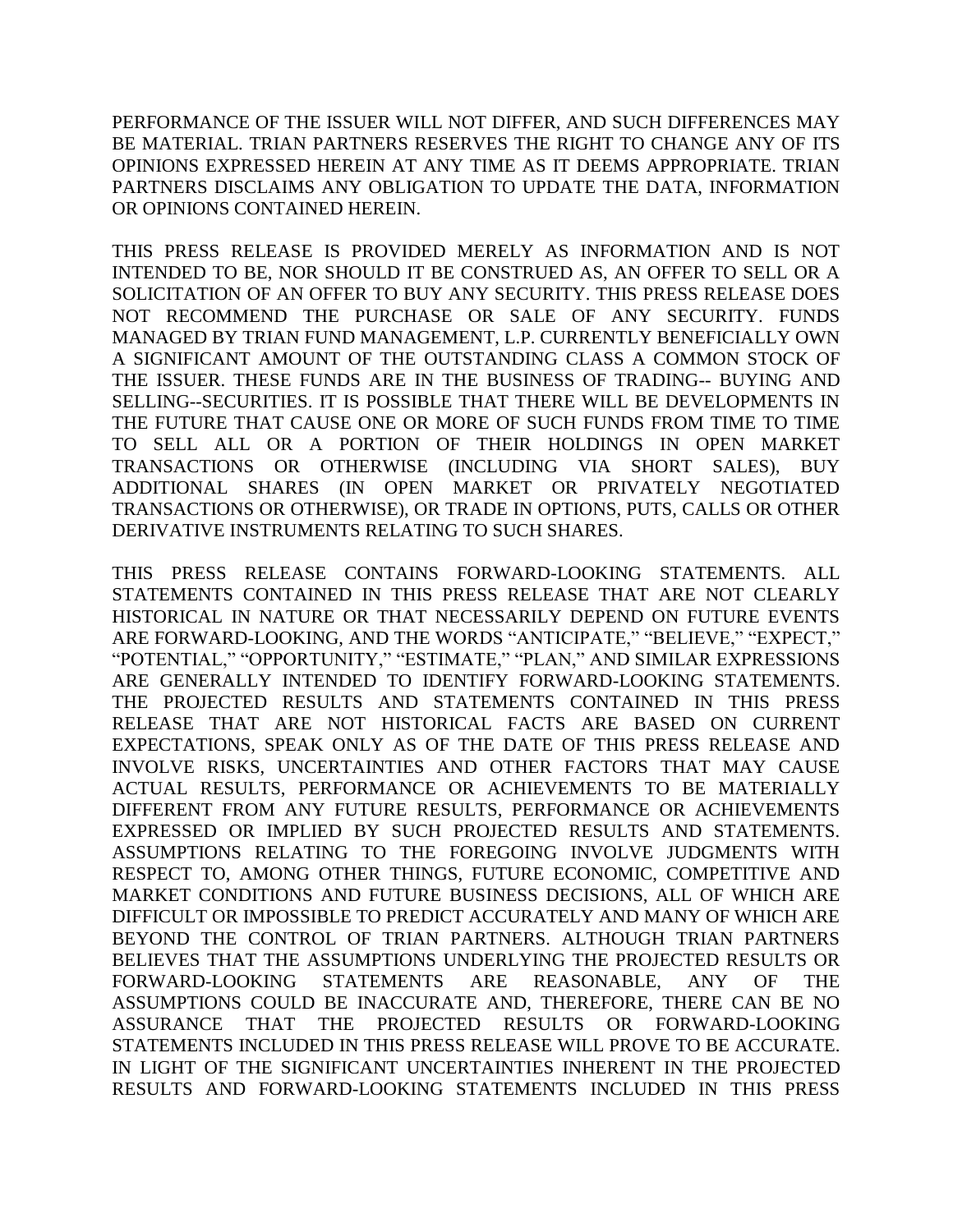PERFORMANCE OF THE ISSUER WILL NOT DIFFER, AND SUCH DIFFERENCES MAY BE MATERIAL. TRIAN PARTNERS RESERVES THE RIGHT TO CHANGE ANY OF ITS OPINIONS EXPRESSED HEREIN AT ANY TIME AS IT DEEMS APPROPRIATE. TRIAN PARTNERS DISCLAIMS ANY OBLIGATION TO UPDATE THE DATA, INFORMATION OR OPINIONS CONTAINED HEREIN.

THIS PRESS RELEASE IS PROVIDED MERELY AS INFORMATION AND IS NOT INTENDED TO BE, NOR SHOULD IT BE CONSTRUED AS, AN OFFER TO SELL OR A SOLICITATION OF AN OFFER TO BUY ANY SECURITY. THIS PRESS RELEASE DOES NOT RECOMMEND THE PURCHASE OR SALE OF ANY SECURITY. FUNDS MANAGED BY TRIAN FUND MANAGEMENT, L.P. CURRENTLY BENEFICIALLY OWN A SIGNIFICANT AMOUNT OF THE OUTSTANDING CLASS A COMMON STOCK OF THE ISSUER. THESE FUNDS ARE IN THE BUSINESS OF TRADING-- BUYING AND SELLING--SECURITIES. IT IS POSSIBLE THAT THERE WILL BE DEVELOPMENTS IN THE FUTURE THAT CAUSE ONE OR MORE OF SUCH FUNDS FROM TIME TO TIME TO SELL ALL OR A PORTION OF THEIR HOLDINGS IN OPEN MARKET TRANSACTIONS OR OTHERWISE (INCLUDING VIA SHORT SALES), BUY ADDITIONAL SHARES (IN OPEN MARKET OR PRIVATELY NEGOTIATED TRANSACTIONS OR OTHERWISE), OR TRADE IN OPTIONS, PUTS, CALLS OR OTHER DERIVATIVE INSTRUMENTS RELATING TO SUCH SHARES.

THIS PRESS RELEASE CONTAINS FORWARD-LOOKING STATEMENTS. ALL STATEMENTS CONTAINED IN THIS PRESS RELEASE THAT ARE NOT CLEARLY HISTORICAL IN NATURE OR THAT NECESSARILY DEPEND ON FUTURE EVENTS ARE FORWARD-LOOKING, AND THE WORDS “ANTICIPATE,” “BELIEVE,” “EXPECT,” “POTENTIAL,” “OPPORTUNITY,” “ESTIMATE,” “PLAN,” AND SIMILAR EXPRESSIONS ARE GENERALLY INTENDED TO IDENTIFY FORWARD-LOOKING STATEMENTS. THE PROJECTED RESULTS AND STATEMENTS CONTAINED IN THIS PRESS RELEASE THAT ARE NOT HISTORICAL FACTS ARE BASED ON CURRENT EXPECTATIONS, SPEAK ONLY AS OF THE DATE OF THIS PRESS RELEASE AND INVOLVE RISKS, UNCERTAINTIES AND OTHER FACTORS THAT MAY CAUSE ACTUAL RESULTS, PERFORMANCE OR ACHIEVEMENTS TO BE MATERIALLY DIFFERENT FROM ANY FUTURE RESULTS, PERFORMANCE OR ACHIEVEMENTS EXPRESSED OR IMPLIED BY SUCH PROJECTED RESULTS AND STATEMENTS. ASSUMPTIONS RELATING TO THE FOREGOING INVOLVE JUDGMENTS WITH RESPECT TO, AMONG OTHER THINGS, FUTURE ECONOMIC, COMPETITIVE AND MARKET CONDITIONS AND FUTURE BUSINESS DECISIONS, ALL OF WHICH ARE DIFFICULT OR IMPOSSIBLE TO PREDICT ACCURATELY AND MANY OF WHICH ARE BEYOND THE CONTROL OF TRIAN PARTNERS. ALTHOUGH TRIAN PARTNERS BELIEVES THAT THE ASSUMPTIONS UNDERLYING THE PROJECTED RESULTS OR FORWARD-LOOKING STATEMENTS ARE REASONABLE, ANY OF THE ASSUMPTIONS COULD BE INACCURATE AND, THEREFORE, THERE CAN BE NO ASSURANCE THAT THE PROJECTED RESULTS OR FORWARD-LOOKING STATEMENTS INCLUDED IN THIS PRESS RELEASE WILL PROVE TO BE ACCURATE. IN LIGHT OF THE SIGNIFICANT UNCERTAINTIES INHERENT IN THE PROJECTED RESULTS AND FORWARD-LOOKING STATEMENTS INCLUDED IN THIS PRESS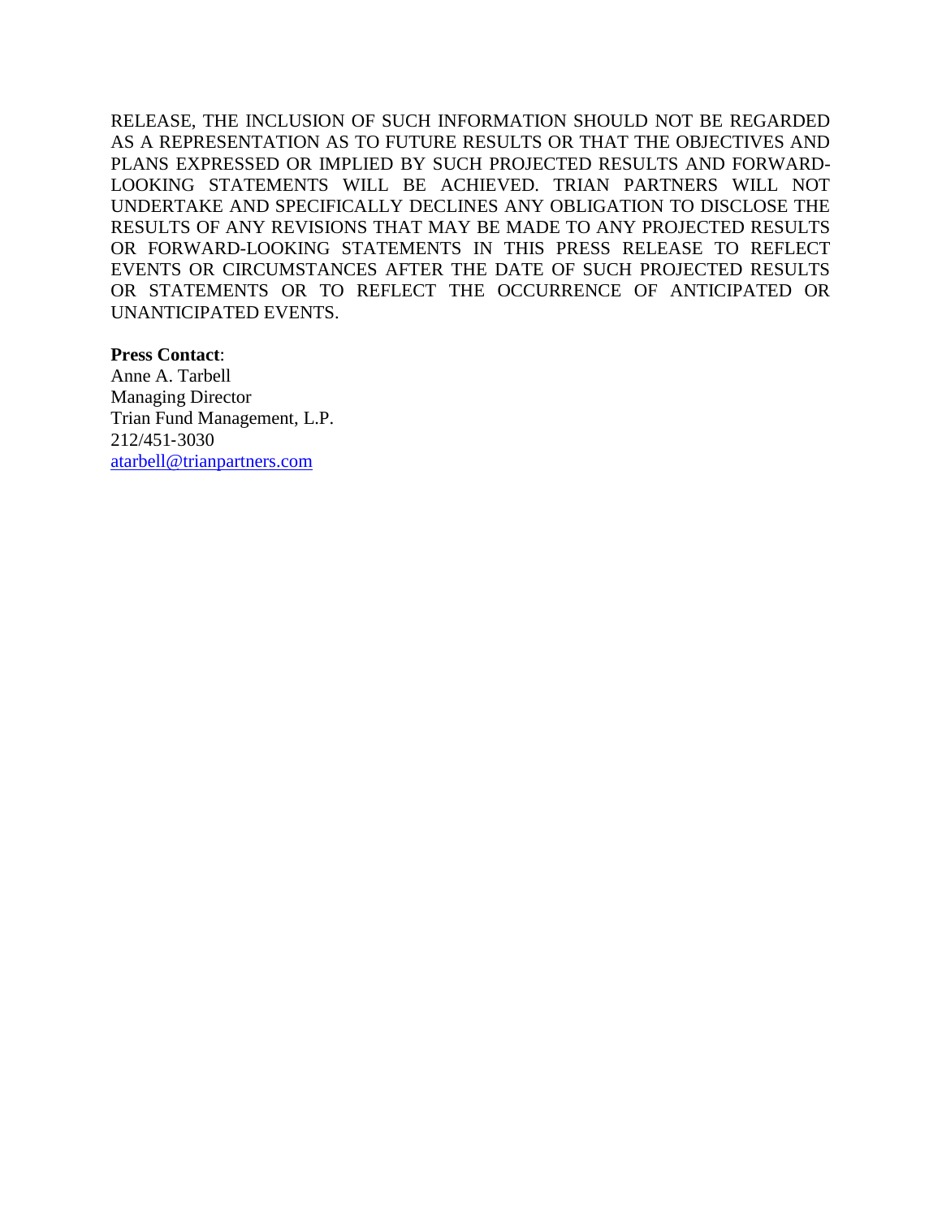RELEASE, THE INCLUSION OF SUCH INFORMATION SHOULD NOT BE REGARDED AS A REPRESENTATION AS TO FUTURE RESULTS OR THAT THE OBJECTIVES AND PLANS EXPRESSED OR IMPLIED BY SUCH PROJECTED RESULTS AND FORWARD-LOOKING STATEMENTS WILL BE ACHIEVED. TRIAN PARTNERS WILL NOT UNDERTAKE AND SPECIFICALLY DECLINES ANY OBLIGATION TO DISCLOSE THE RESULTS OF ANY REVISIONS THAT MAY BE MADE TO ANY PROJECTED RESULTS OR FORWARD-LOOKING STATEMENTS IN THIS PRESS RELEASE TO REFLECT EVENTS OR CIRCUMSTANCES AFTER THE DATE OF SUCH PROJECTED RESULTS OR STATEMENTS OR TO REFLECT THE OCCURRENCE OF ANTICIPATED OR UNANTICIPATED EVENTS.

**Press Contact**:
Anne A. Tarbell
Managing Director
Trian Fund Management, L.P.
212/451-3030
atarbell@trianpartners.com